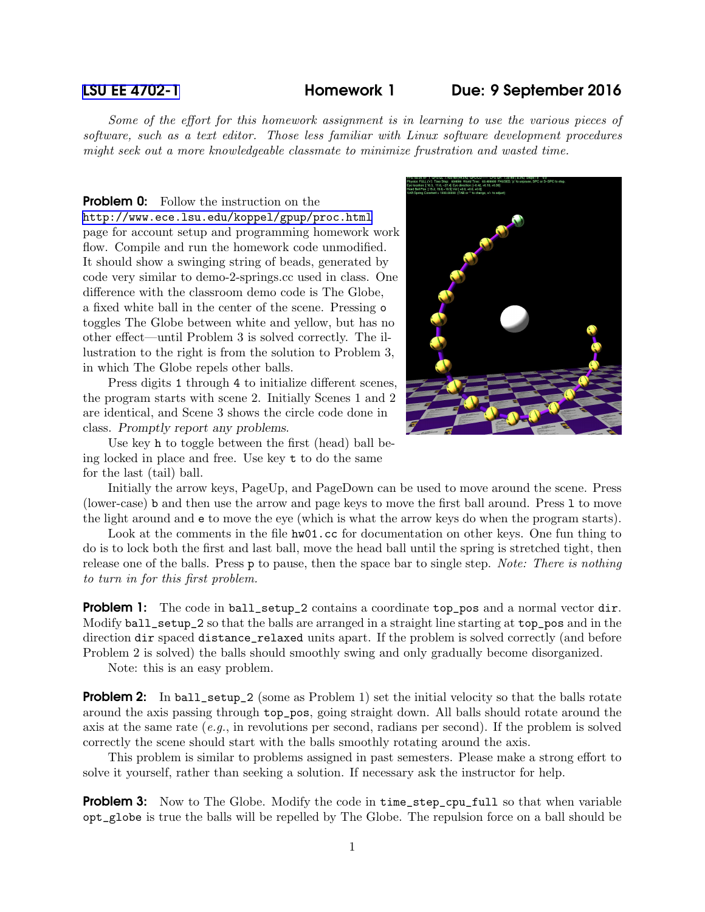# LSU EE 4702-1 Homework 1 Due: 9 September 2016

*Some of the effort for this homework assignment is in learning to use the various pieces of software, such as a text editor. Those less familiar with Linux software development procedures might seek out a more knowledgeable classmate to minimize frustration and wasted time.*

**Problem 0:** Follow the instruction on the http://www.ece.lsu.edu/koppel/gpup/proc.html page for account setup and programming homework work flow. Compile and run the homework code unmodified. It should show a swinging string of beads, generated by code very similar to demo-2-springs.cc used in class. One difference with the classroom demo code is The Globe, a fixed white ball in the center of the scene. Pressing `o` toggles The Globe between white and yellow, but has no other effect—until Problem 3 is solved correctly. The illustration to the right is from the solution to Problem 3, in which The Globe repels other balls.

Press digits `1` through `4` to initialize different scenes, the program starts with scene 2. Initially Scenes 1 and 2 are identical, and Scene 3 shows the circle code done in class. *Promptly report any problems.*

Use key `h` to toggle between the first (head) ball being locked in place and free. Use key `t` to do the same for the last (tail) ball.

Initially the arrow keys, PageUp, and PageDown can be used to move around the scene. Press (lower-case) `b` and then use the arrow and page keys to move the first ball around. Press `l` to move the light around and `e` to move the eye (which is what the arrow keys do when the program starts).

Look at the comments in the file `hw01.cc` for documentation on other keys. One fun thing to do is to lock both the first and last ball, move the head ball until the spring is stretched tight, then release one of the balls. Press `p` to pause, then the space bar to single step. *Note: There is nothing to turn in for this first problem.*

**Problem 1:** The code in `ball_setup_2` contains a coordinate `top_pos` and a normal vector `dir`. Modify `ball_setup_2` so that the balls are arranged in a straight line starting at `top_pos` and in the direction `dir` spaced `distance_relaxed` units apart. If the problem is solved correctly (and before Problem 2 is solved) the balls should smoothly swing and only gradually become disorganized.

Note: this is an easy problem.

**Problem 2:** In `ball_setup_2` (some as Problem 1) set the initial velocity so that the balls rotate around the axis passing through `top_pos`, going straight down. All balls should rotate around the axis at the same rate (*e.g.*, in revolutions per second, radians per second). If the problem is solved correctly the scene should start with the balls smoothly rotating around the axis.

This problem is similar to problems assigned in past semesters. Please make a strong effort to solve it yourself, rather than seeking a solution. If necessary ask the instructor for help.

**Problem 3:** Now to The Globe. Modify the code in `time_step_cpu_full` so that when variable `opt_globe` is true the balls will be repelled by The Globe. The repulsion force on a ball should be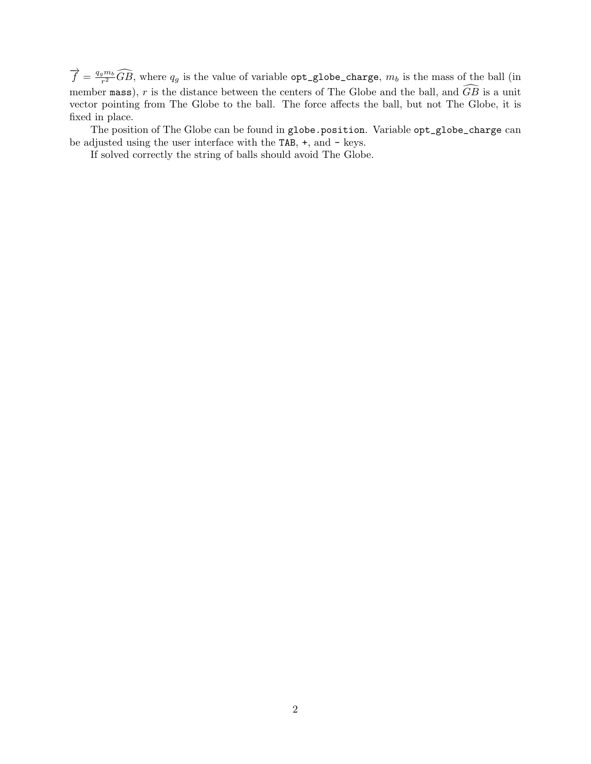$\overrightarrow{f} = \frac{q_g m_b}{r^2}\widehat{GB}$, where $q_g$ is the value of variable `opt_globe_charge`, $m_b$ is the mass of the ball (in member `mass`), $r$ is the distance between the centers of The Globe and the ball, and $\widehat{GB}$ is a unit vector pointing from The Globe to the ball. The force affects the ball, but not The Globe, it is fixed in place.

The position of The Globe can be found in `globe.position`. Variable `opt_globe_charge` can be adjusted using the user interface with the `TAB`, `+`, and `-` keys.

If solved correctly the string of balls should avoid The Globe.